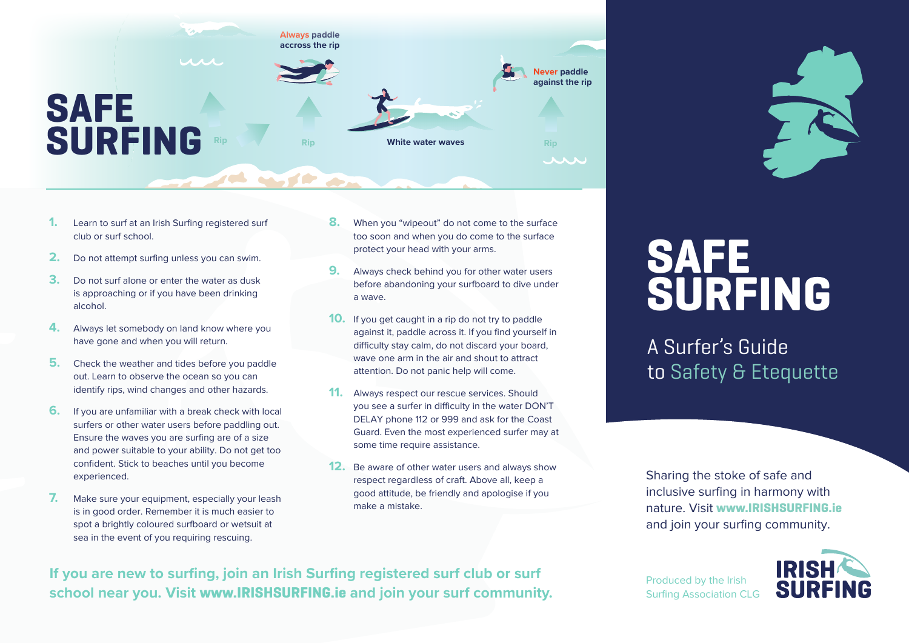# SAFE SURFING

**Always** paddle accross the rip

**Never** paddle against the rip

Rip

Rip

White water waves

Rip

1. Learn to surf at an Irish Surfing registered surf club or surf school.
2. Do not attempt surfing unless you can swim.
3. Do not surf alone or enter the water as dusk is approaching or if you have been drinking alcohol.
4. Always let somebody on land know where you have gone and when you will return.
5. Check the weather and tides before you paddle out. Learn to observe the ocean so you can identify rips, wind changes and other hazards.
6. If you are unfamiliar with a break check with local surfers or other water users before paddling out. Ensure the waves you are surfing are of a size and power suitable to your ability. Do not get too confident. Stick to beaches until you become experienced.
7. Make sure your equipment, especially your leash is in good order. Remember it is much easier to spot a brightly coloured surfboard or wetsuit at sea in the event of you requiring rescuing.
8. When you "wipeout" do not come to the surface too soon and when you do come to the surface protect your head with your arms.
9. Always check behind you for other water users before abandoning your surfboard to dive under a wave.
10. If you get caught in a rip do not try to paddle against it, paddle across it. If you find yourself in difficulty stay calm, do not discard your board, wave one arm in the air and shout to attract attention. Do not panic help will come.
11. Always respect our rescue services. Should you see a surfer in difficulty in the water DON'T DELAY phone 112 or 999 and ask for the Coast Guard. Even the most experienced surfer may at some time require assistance.
12. Be aware of other water users and always show respect regardless of craft. Above all, keep a good attitude, be friendly and apologise if you make a mistake.

**If you are new to surfing, join an Irish Surfing registered surf club or surf school near you. Visit www.IRISHSURFING.ie and join your surf community.**

# SAFE SURFING

## A Surfer's Guide to Safety & Etequette

Sharing the stoke of safe and inclusive surfing in harmony with nature. Visit **www.IRISHSURFING.ie** and join your surfing community.

Produced by the Irish Surfing Association CLG

IRISH SURFING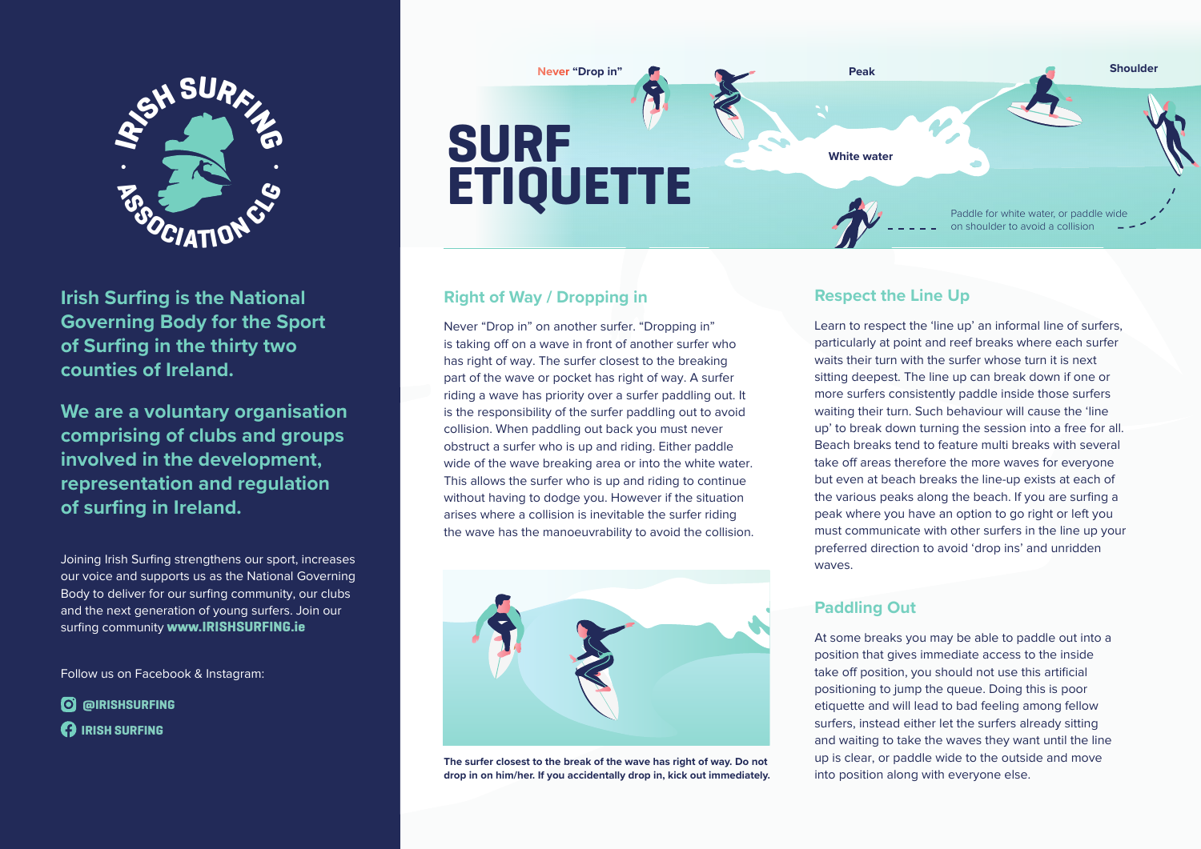Irish Surfing Association CLG

**Irish Surfing is the National Governing Body for the Sport of Surfing in the thirty two counties of Ireland.**

**We are a voluntary organisation comprising of clubs and groups involved in the development, representation and regulation of surfing in Ireland.**

Joining Irish Surfing strengthens our sport, increases our voice and supports us as the National Governing Body to deliver for our surfing community, our clubs and the next generation of young surfers. Join our surfing community **www.IRISHSURFING.ie**

Follow us on Facebook & Instagram:

**@IRISHSURFING**

**IRISH SURFING**

# SURF ETIQUETTE

Never "Drop in"

Peak

Shoulder

White water

Paddle for white water, or paddle wide on shoulder to avoid a collision

## Right of Way / Dropping in

Never "Drop in" on another surfer. "Dropping in" is taking off on a wave in front of another surfer who has right of way. The surfer closest to the breaking part of the wave or pocket has right of way. A surfer riding a wave has priority over a surfer paddling out. It is the responsibility of the surfer paddling out to avoid collision. When paddling out back you must never obstruct a surfer who is up and riding. Either paddle wide of the wave breaking area or into the white water. This allows the surfer who is up and riding to continue without having to dodge you. However if the situation arises where a collision is inevitable the surfer riding the wave has the manoeuvrability to avoid the collision.

**The surfer closest to the break of the wave has right of way. Do not drop in on him/her. If you accidentally drop in, kick out immediately.**

## Respect the Line Up

Learn to respect the 'line up' an informal line of surfers, particularly at point and reef breaks where each surfer waits their turn with the surfer whose turn it is next sitting deepest. The line up can break down if one or more surfers consistently paddle inside those surfers waiting their turn. Such behaviour will cause the 'line up' to break down turning the session into a free for all. Beach breaks tend to feature multi breaks with several take off areas therefore the more waves for everyone but even at beach breaks the line-up exists at each of the various peaks along the beach. If you are surfing a peak where you have an option to go right or left you must communicate with other surfers in the line up your preferred direction to avoid 'drop ins' and unridden waves.

## Paddling Out

At some breaks you may be able to paddle out into a position that gives immediate access to the inside take off position, you should not use this artificial positioning to jump the queue. Doing this is poor etiquette and will lead to bad feeling among fellow surfers, instead either let the surfers already sitting and waiting to take the waves they want until the line up is clear, or paddle wide to the outside and move into position along with everyone else.